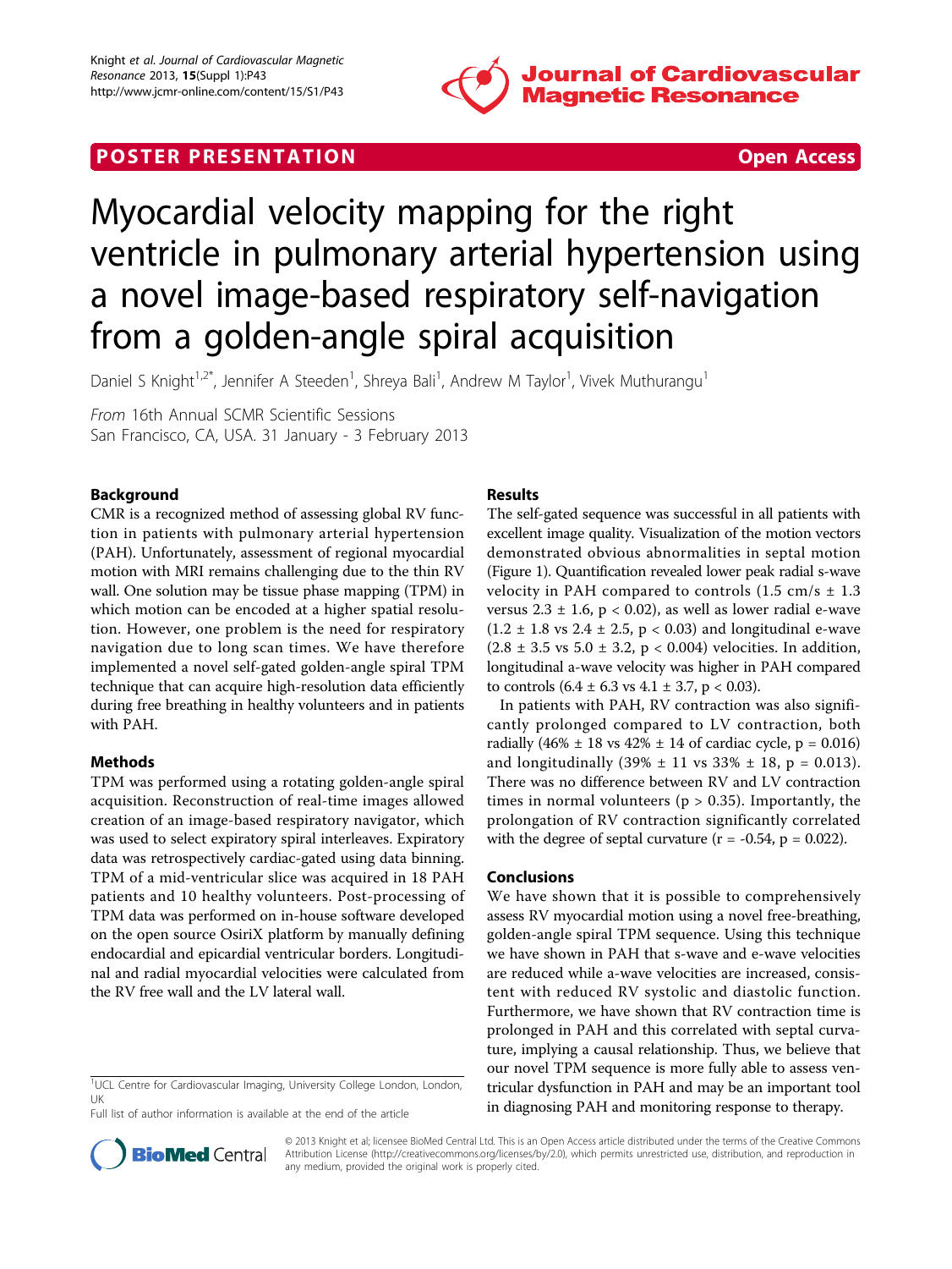POSTER PRESENTATION **Open Access**

# Myocardial velocity mapping for the right ventricle in pulmonary arterial hypertension using a novel image-based respiratory self-navigation from a golden-angle spiral acquisition

Daniel S Knight[1,2*], Jennifer A Steeden[1], Shreya Bali[1], Andrew M Taylor[1], Vivek Muthurangu[1]

*From* 16th Annual SCMR Scientific Sessions
San Francisco, CA, USA. 31 January - 3 February 2013

## Background

CMR is a recognized method of assessing global RV function in patients with pulmonary arterial hypertension (PAH). Unfortunately, assessment of regional myocardial motion with MRI remains challenging due to the thin RV wall. One solution may be tissue phase mapping (TPM) in which motion can be encoded at a higher spatial resolution. However, one problem is the need for respiratory navigation due to long scan times. We have therefore implemented a novel self-gated golden-angle spiral TPM technique that can acquire high-resolution data efficiently during free breathing in healthy volunteers and in patients with PAH.

## Methods

TPM was performed using a rotating golden-angle spiral acquisition. Reconstruction of real-time images allowed creation of an image-based respiratory navigator, which was used to select expiratory spiral interleaves. Expiratory data was retrospectively cardiac-gated using data binning. TPM of a mid-ventricular slice was acquired in 18 PAH patients and 10 healthy volunteers. Post-processing of TPM data was performed on in-house software developed on the open source OsiriX platform by manually defining endocardial and epicardial ventricular borders. Longitudinal and radial myocardial velocities were calculated from the RV free wall and the LV lateral wall.

## Results

The self-gated sequence was successful in all patients with excellent image quality. Visualization of the motion vectors demonstrated obvious abnormalities in septal motion (Figure 1). Quantification revealed lower peak radial s-wave velocity in PAH compared to controls (1.5 cm/s ± 1.3 versus 2.3 ± 1.6, $p < 0.02$), as well as lower radial e-wave (1.2 ± 1.8 vs 2.4 ± 2.5, $p < 0.03$) and longitudinal e-wave (2.8 ± 3.5 vs 5.0 ± 3.2, $p < 0.004$) velocities. In addition, longitudinal a-wave velocity was higher in PAH compared to controls (6.4 ± 6.3 vs 4.1 ± 3.7, $p < 0.03$).

In patients with PAH, RV contraction was also significantly prolonged compared to LV contraction, both radially (46% ± 18 vs 42% ± 14 of cardiac cycle, $p = 0.016$) and longitudinally (39% ± 11 vs 33% ± 18, $p = 0.013$). There was no difference between RV and LV contraction times in normal volunteers ($p > 0.35$). Importantly, the prolongation of RV contraction significantly correlated with the degree of septal curvature ($r = -0.54$, $p = 0.022$).

## Conclusions

We have shown that it is possible to comprehensively assess RV myocardial motion using a novel free-breathing, golden-angle spiral TPM sequence. Using this technique we have shown in PAH that s-wave and e-wave velocities are reduced while a-wave velocities are increased, consistent with reduced RV systolic and diastolic function. Furthermore, we have shown that RV contraction time is prolonged in PAH and this correlated with septal curvature, implying a causal relationship. Thus, we believe that our novel TPM sequence is more fully able to assess ventricular dysfunction in PAH and may be an important tool in diagnosing PAH and monitoring response to therapy.

[1]UCL Centre for Cardiovascular Imaging, University College London, London, UK
Full list of author information is available at the end of the article

© 2013 Knight et al; licensee BioMed Central Ltd. This is an Open Access article distributed under the terms of the Creative Commons Attribution License (http://creativecommons.org/licenses/by/2.0), which permits unrestricted use, distribution, and reproduction in any medium, provided the original work is properly cited.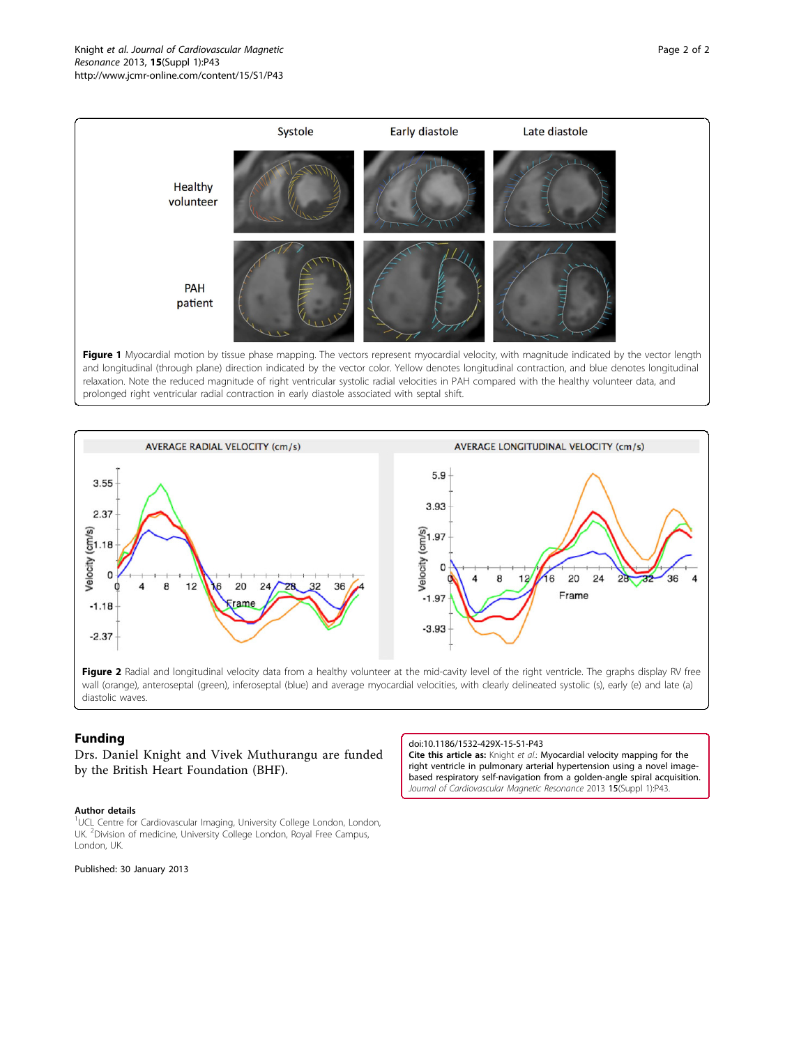Systole

Early diastole

Late diastole

Healthy volunteer

PAH patient

**Figure 1** Myocardial motion by tissue phase mapping. The vectors represent myocardial velocity, with magnitude indicated by the vector length and longitudinal (through plane) direction indicated by the vector color. Yellow denotes longitudinal contraction, and blue denotes longitudinal relaxation. Note the reduced magnitude of right ventricular systolic radial velocities in PAH compared with the healthy volunteer data, and prolonged right ventricular radial contraction in early diastole associated with septal shift.

AVERAGE RADIAL VELOCITY (cm/s)

Velocity (cm/s)

3.55

2.37

1.18

0

-1.18

-2.37

0 4 8 12 16 20 24 28 32 36 4

Frame

AVERAGE LONGITUDINAL VELOCITY (cm/s)

Velocity (cm/s)

5.9

3.93

1.97

0

-1.97

-3.93

0 4 8 12 16 20 24 28 32 36 4

Frame

**Figure 2** Radial and longitudinal velocity data from a healthy volunteer at the mid-cavity level of the right ventricle. The graphs display RV free wall (orange), anteroseptal (green), inferoseptal (blue) and average myocardial velocities, with clearly delineated systolic (s), early (e) and late (a) diastolic waves.

## Funding

Drs. Daniel Knight and Vivek Muthurangu are funded by the British Heart Foundation (BHF).

### Author details

[1]UCL Centre for Cardiovascular Imaging, University College London, London, UK. [2]Division of medicine, University College London, Royal Free Campus, London, UK.

Published: 30 January 2013

doi:10.1186/1532-429X-15-S1-P43

**Cite this article as:** Knight *et al.*: Myocardial velocity mapping for the right ventricle in pulmonary arterial hypertension using a novel image-based respiratory self-navigation from a golden-angle spiral acquisition. *Journal of Cardiovascular Magnetic Resonance* 2013 **15**(Suppl 1):P43.